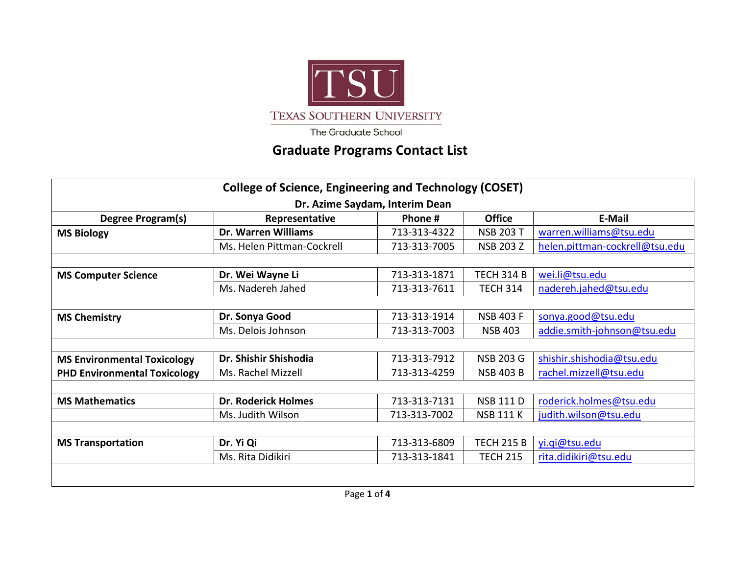TSU

TEXAS SOUTHERN UNIVERSITY

The Graduate School

# Graduate Programs Contact List

| College of Science, Engineering and Technology (COSET) Dr. Azime Saydam, Interim Dean | | | | |
|---|---|---|---|---|
| **Degree Program(s)** | **Representative** | **Phone #** | **Office** | **E-Mail** |
| **MS Biology** | **Dr. Warren Williams** | 713-313-4322 | NSB 203 T | warren.williams@tsu.edu |
| | Ms. Helen Pittman-Cockrell | 713-313-7005 | NSB 203 Z | helen.pittman-cockrell@tsu.edu |
| | | | | |
| **MS Computer Science** | **Dr. Wei Wayne Li** | 713-313-1871 | TECH 314 B | wei.li@tsu.edu |
| | Ms. Nadereh Jahed | 713-313-7611 | TECH 314 | nadereh.jahed@tsu.edu |
| | | | | |
| **MS Chemistry** | **Dr. Sonya Good** | 713-313-1914 | NSB 403 F | sonya.good@tsu.edu |
| | Ms. Delois Johnson | 713-313-7003 | NSB 403 | addie.smith-johnson@tsu.edu |
| | | | | |
| **MS Environmental Toxicology** | **Dr. Shishir Shishodia** | 713-313-7912 | NSB 203 G | shishir.shishodia@tsu.edu |
| **PHD Environmental Toxicology** | Ms. Rachel Mizzell | 713-313-4259 | NSB 403 B | rachel.mizzell@tsu.edu |
| | | | | |
| **MS Mathematics** | **Dr. Roderick Holmes** | 713-313-7131 | NSB 111 D | roderick.holmes@tsu.edu |
| | Ms. Judith Wilson | 713-313-7002 | NSB 111 K | judith.wilson@tsu.edu |
| | | | | |
| **MS Transportation** | **Dr. Yi Qi** | 713-313-6809 | TECH 215 B | yi.qi@tsu.edu |
| | Ms. Rita Didikiri | 713-313-1841 | TECH 215 | rita.didikiri@tsu.edu |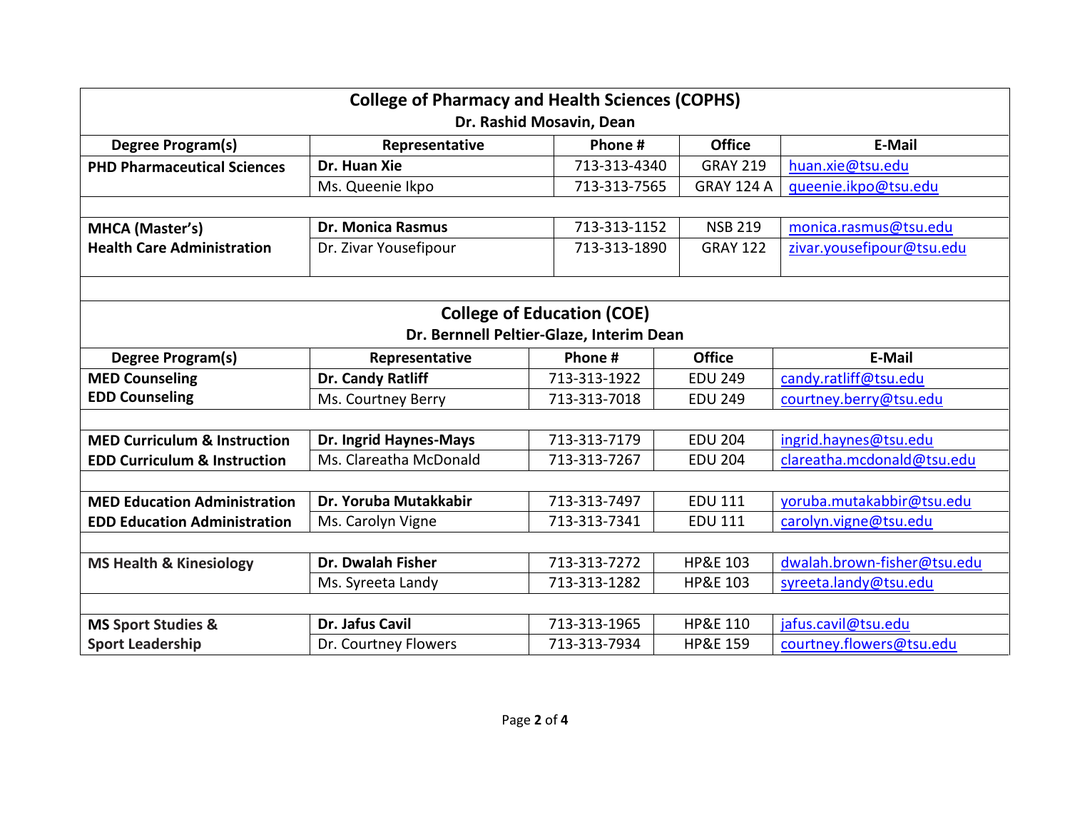## College of Pharmacy and Health Sciences (COPHS)

**Dr. Rashid Mosavin, Dean**

| Degree Program(s) | Representative | Phone # | Office | E-Mail |
|---|---|---|---|---|
| **PHD Pharmaceutical Sciences** | **Dr. Huan Xie** | 713-313-4340 | GRAY 219 | huan.xie@tsu.edu |
| | Ms. Queenie Ikpo | 713-313-7565 | GRAY 124 A | queenie.ikpo@tsu.edu |
| **MHCA (Master's) Health Care Administration** | **Dr. Monica Rasmus** | 713-313-1152 | NSB 219 | monica.rasmus@tsu.edu |
| | Dr. Zivar Yousefipour | 713-313-1890 | GRAY 122 | zivar.yousefipour@tsu.edu |

## College of Education (COE)

**Dr. Bernnell Peltier-Glaze, Interim Dean**

| Degree Program(s) | Representative | Phone # | Office | E-Mail |
|---|---|---|---|---|
| **MED Counseling EDD Counseling** | **Dr. Candy Ratliff** | 713-313-1922 | EDU 249 | candy.ratliff@tsu.edu |
| | Ms. Courtney Berry | 713-313-7018 | EDU 249 | courtney.berry@tsu.edu |
| **MED Curriculum & Instruction EDD Curriculum & Instruction** | **Dr. Ingrid Haynes-Mays** | 713-313-7179 | EDU 204 | ingrid.haynes@tsu.edu |
| | Ms. Clareatha McDonald | 713-313-7267 | EDU 204 | clareatha.mcdonald@tsu.edu |
| **MED Education Administration EDD Education Administration** | **Dr. Yoruba Mutakkabir** | 713-313-7497 | EDU 111 | yoruba.mutakabbir@tsu.edu |
| | Ms. Carolyn Vigne | 713-313-7341 | EDU 111 | carolyn.vigne@tsu.edu |
| **MS Health & Kinesiology** | **Dr. Dwalah Fisher** | 713-313-7272 | HP&E 103 | dwalah.brown-fisher@tsu.edu |
| | Ms. Syreeta Landy | 713-313-1282 | HP&E 103 | syreeta.landy@tsu.edu |
| **MS Sport Studies & Sport Leadership** | **Dr. Jafus Cavil** | 713-313-1965 | HP&E 110 | jafus.cavil@tsu.edu |
| | Dr. Courtney Flowers | 713-313-7934 | HP&E 159 | courtney.flowers@tsu.edu |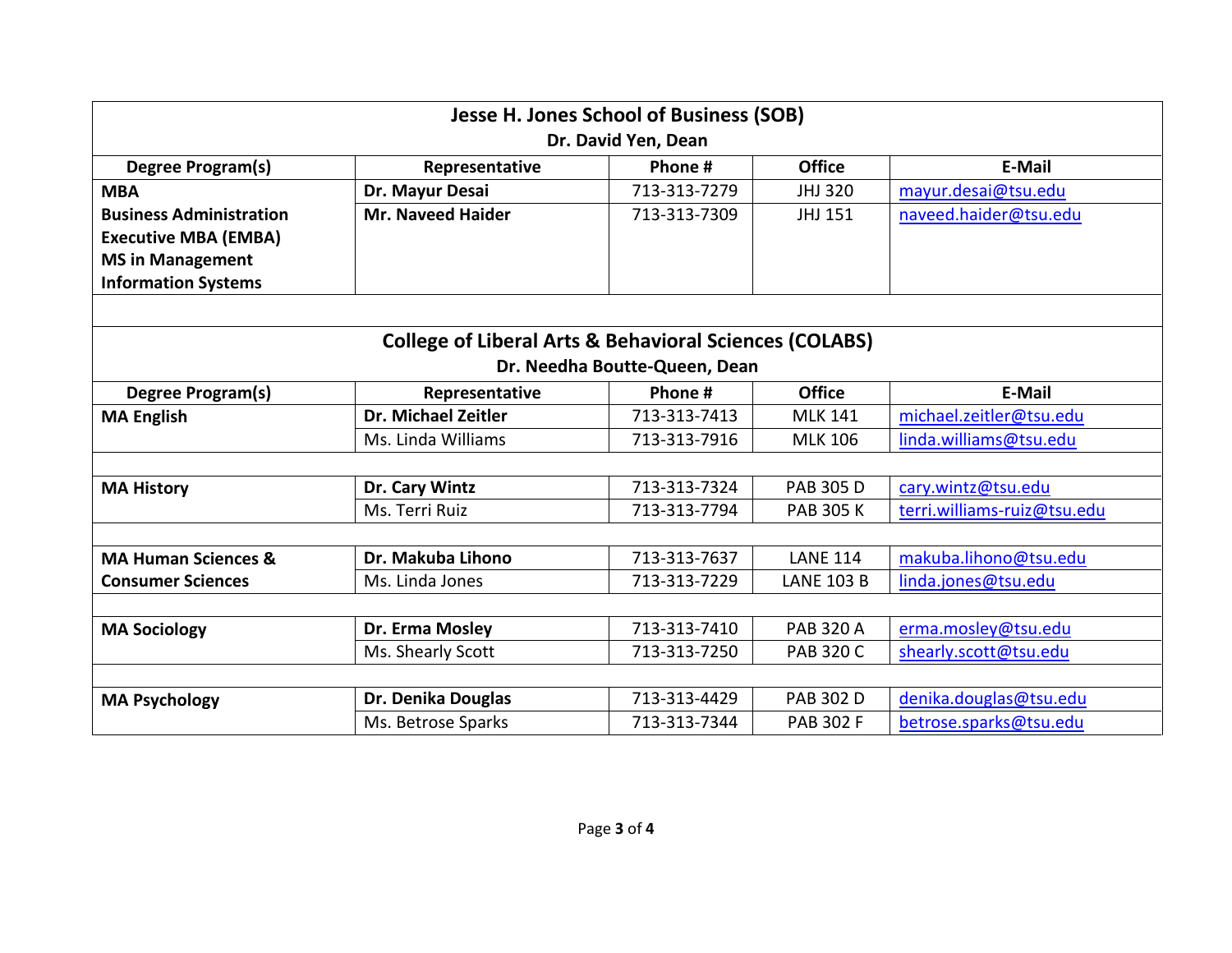## Jesse H. Jones School of Business (SOB)

**Dr. David Yen, Dean**

| Degree Program(s) | Representative | Phone # | Office | E-Mail |
|---|---|---|---|---|
| **MBA** | **Dr. Mayur Desai** | 713-313-7279 | JHJ 320 | mayur.desai@tsu.edu |
| **Business Administration Executive MBA (EMBA) MS in Management Information Systems** | **Mr. Naveed Haider** | 713-313-7309 | JHJ 151 | naveed.haider@tsu.edu |

## College of Liberal Arts & Behavioral Sciences (COLABS)

**Dr. Needha Boutte-Queen, Dean**

| Degree Program(s) | Representative | Phone # | Office | E-Mail |
|---|---|---|---|---|
| **MA English** | **Dr. Michael Zeitler** | 713-313-7413 | MLK 141 | michael.zeitler@tsu.edu |
| | Ms. Linda Williams | 713-313-7916 | MLK 106 | linda.williams@tsu.edu |
| | | | | |
| **MA History** | **Dr. Cary Wintz** | 713-313-7324 | PAB 305 D | cary.wintz@tsu.edu |
| | Ms. Terri Ruiz | 713-313-7794 | PAB 305 K | terri.williams-ruiz@tsu.edu |
| | | | | |
| **MA Human Sciences & Consumer Sciences** | **Dr. Makuba Lihono** | 713-313-7637 | LANE 114 | makuba.lihono@tsu.edu |
| | Ms. Linda Jones | 713-313-7229 | LANE 103 B | linda.jones@tsu.edu |
| | | | | |
| **MA Sociology** | **Dr. Erma Mosley** | 713-313-7410 | PAB 320 A | erma.mosley@tsu.edu |
| | Ms. Shearly Scott | 713-313-7250 | PAB 320 C | shearly.scott@tsu.edu |
| | | | | |
| **MA Psychology** | **Dr. Denika Douglas** | 713-313-4429 | PAB 302 D | denika.douglas@tsu.edu |
| | Ms. Betrose Sparks | 713-313-7344 | PAB 302 F | betrose.sparks@tsu.edu |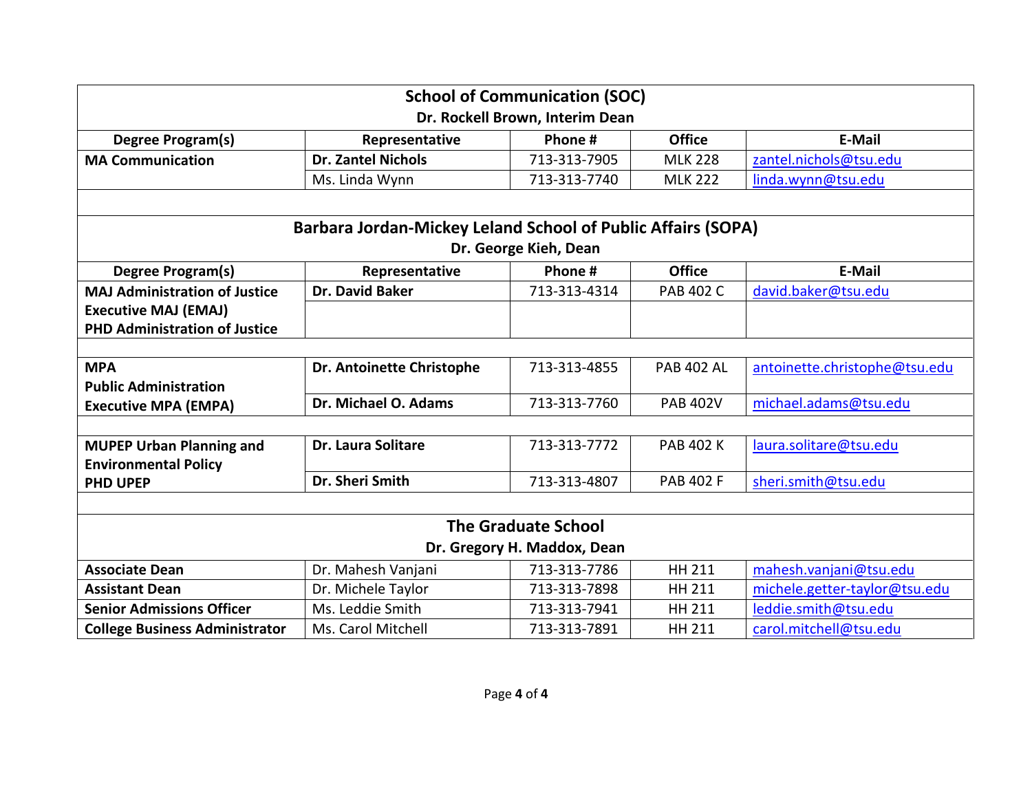| School of Communication (SOC) Dr. Rockell Brown, Interim Dean | | | | |
|---|---|---|---|---|
| **Degree Program(s)** | **Representative** | **Phone #** | **Office** | **E-Mail** |
| **MA Communication** | **Dr. Zantel Nichols** | 713-313-7905 | MLK 228 | zantel.nichols@tsu.edu |
| | Ms. Linda Wynn | 713-313-7740 | MLK 222 | linda.wynn@tsu.edu |

| Barbara Jordan-Mickey Leland School of Public Affairs (SOPA) Dr. George Kieh, Dean | | | | |
|---|---|---|---|---|
| **Degree Program(s)** | **Representative** | **Phone #** | **Office** | **E-Mail** |
| **MAJ Administration of Justice** | **Dr. David Baker** | 713-313-4314 | PAB 402 C | david.baker@tsu.edu |
| **Executive MAJ (EMAJ)** **PHD Administration of Justice** | | | | |
| | | | | |
| **MPA Public Administration** | **Dr. Antoinette Christophe** | 713-313-4855 | PAB 402 AL | antoinette.christophe@tsu.edu |
| **Executive MPA (EMPA)** | **Dr. Michael O. Adams** | 713-313-7760 | PAB 402V | michael.adams@tsu.edu |
| | | | | |
| **MUPEP Urban Planning and Environmental Policy** | **Dr. Laura Solitare** | 713-313-7772 | PAB 402 K | laura.solitare@tsu.edu |
| **PHD UPEP** | **Dr. Sheri Smith** | 713-313-4807 | PAB 402 F | sheri.smith@tsu.edu |

| The Graduate School Dr. Gregory H. Maddox, Dean | | | | |
|---|---|---|---|---|
| **Associate Dean** | Dr. Mahesh Vanjani | 713-313-7786 | HH 211 | mahesh.vanjani@tsu.edu |
| **Assistant Dean** | Dr. Michele Taylor | 713-313-7898 | HH 211 | michele.getter-taylor@tsu.edu |
| **Senior Admissions Officer** | Ms. Leddie Smith | 713-313-7941 | HH 211 | leddie.smith@tsu.edu |
| **College Business Administrator** | Ms. Carol Mitchell | 713-313-7891 | HH 211 | carol.mitchell@tsu.edu |